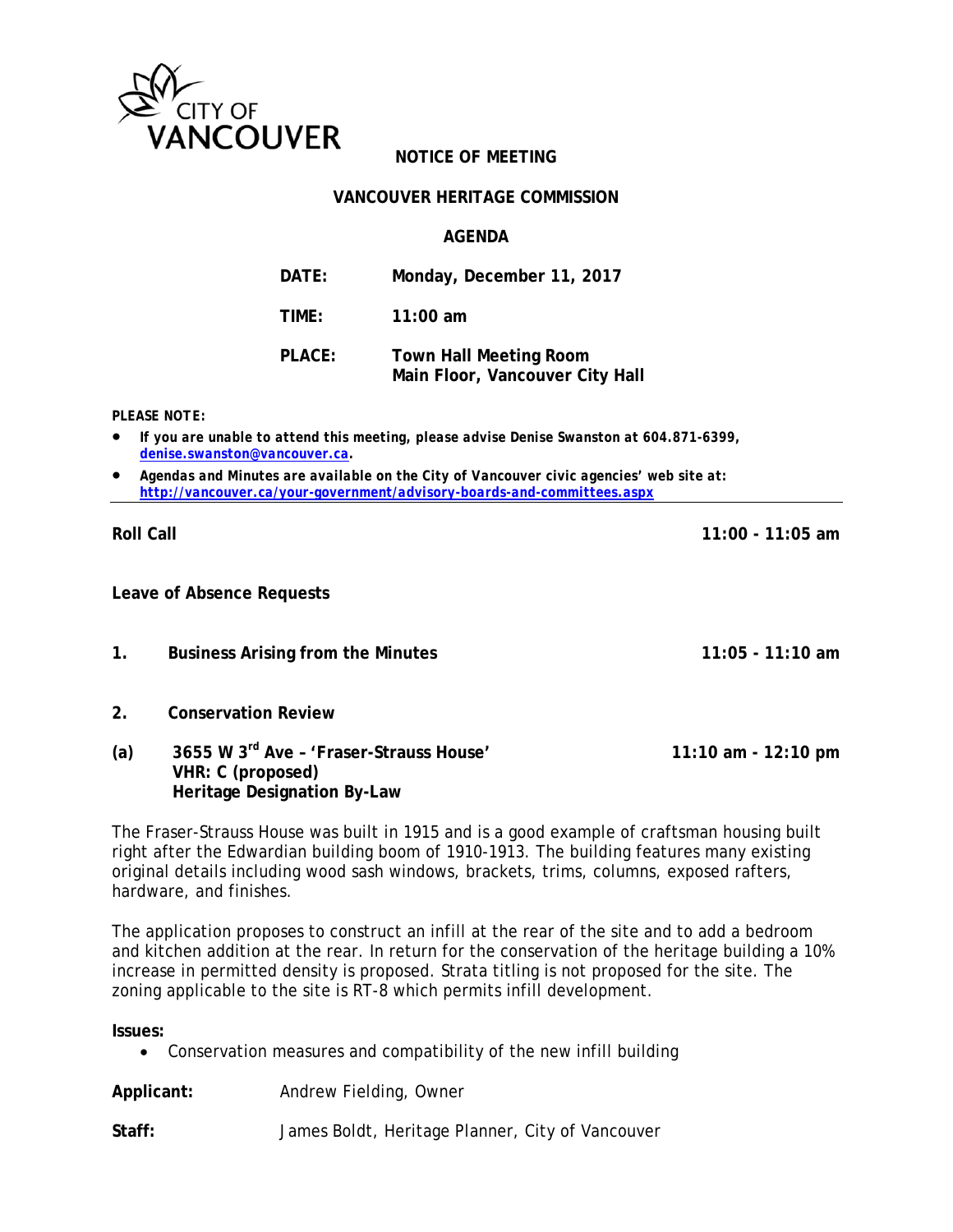CITY OF VANCOUVER

# NOTICE OF MEETING

## VANCOUVER HERITAGE COMMISSION

### AGENDA

| | |
|---|---|
| **DATE:** | **Monday, December 11, 2017** |
| **TIME:** | **11:00 am** |
| **PLACE:** | **Town Hall Meeting Room**<br>**Main Floor, Vancouver City Hall** |

***PLEASE NOTE:***

- ***If you are unable to attend this meeting, please advise Denise Swanston at 604.871-6399, denise.swanston@vancouver.ca.***
- ***Agendas and Minutes are available on the City of Vancouver civic agencies' web site at: http://vancouver.ca/your-government/advisory-boards-and-committees.aspx***

---

**Roll Call** **11:00 - 11:05 am**

**Leave of Absence Requests**

**1. Business Arising from the Minutes** **11:05 - 11:10 am**

**2. Conservation Review**

**(a) 3655 W 3rd Ave – 'Fraser-Strauss House'** **11:10 am - 12:10 pm**
**VHR: C (proposed)**
**Heritage Designation By-Law**

The Fraser-Strauss House was built in 1915 and is a good example of craftsman housing built right after the Edwardian building boom of 1910-1913. The building features many existing original details including wood sash windows, brackets, trims, columns, exposed rafters, hardware, and finishes.

The application proposes to construct an infill at the rear of the site and to add a bedroom and kitchen addition at the rear. In return for the conservation of the heritage building a 10% increase in permitted density is proposed. Strata titling is not proposed for the site. The zoning applicable to the site is RT-8 which permits infill development.

**Issues:**

- Conservation measures and compatibility of the new infill building

**Applicant:** Andrew Fielding, Owner

**Staff:** James Boldt, Heritage Planner, City of Vancouver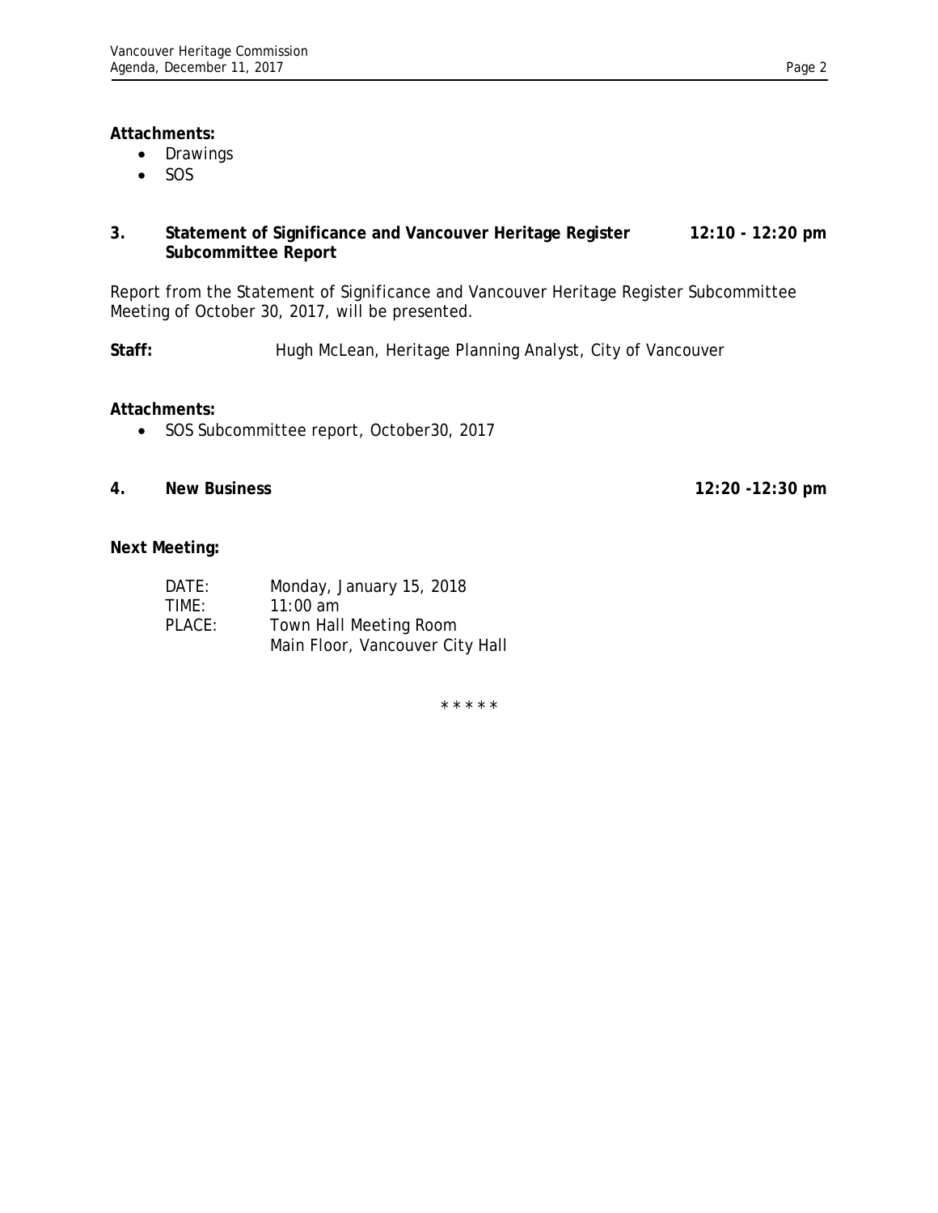**Attachments:**

- Drawings
- SOS

**3. Statement of Significance and Vancouver Heritage Register Subcommittee Report** **12:10 - 12:20 pm**

Report from the Statement of Significance and Vancouver Heritage Register Subcommittee Meeting of October 30, 2017, will be presented.

**Staff:** Hugh McLean, Heritage Planning Analyst, City of Vancouver

**Attachments:**

- SOS Subcommittee report, October30, 2017

**4. New Business** **12:20 -12:30 pm**

**Next Meeting:**

| | |
|---|---|
| DATE: | Monday, January 15, 2018 |
| TIME: | 11:00 am |
| PLACE: | Town Hall Meeting Room<br>Main Floor, Vancouver City Hall |

* * * * *